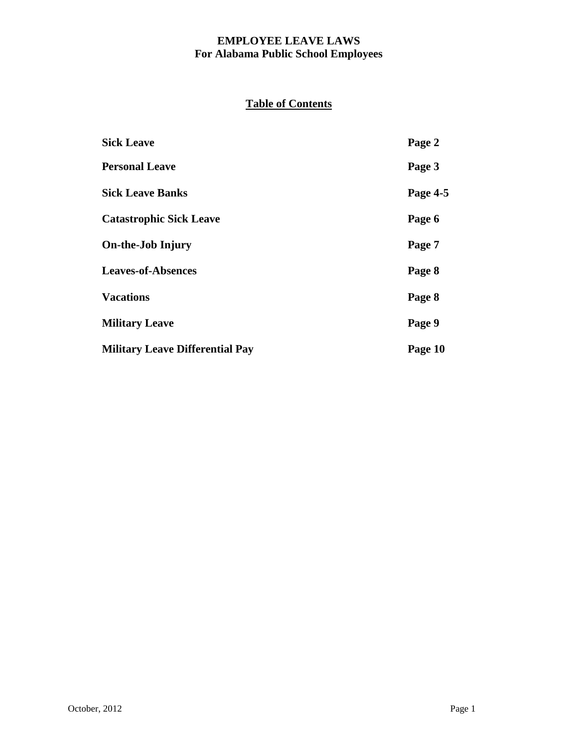# EMPLOYEE LEAVE LAWS
## For Alabama Public School Employees

**Table of Contents**

| | |
|---|---|
| **Sick Leave** | **Page 2** |
| **Personal Leave** | **Page 3** |
| **Sick Leave Banks** | **Page 4-5** |
| **Catastrophic Sick Leave** | **Page 6** |
| **On-the-Job Injury** | **Page 7** |
| **Leaves-of-Absences** | **Page 8** |
| **Vacations** | **Page 8** |
| **Military Leave** | **Page 9** |
| **Military Leave Differential Pay** | **Page 10** |

October, 2012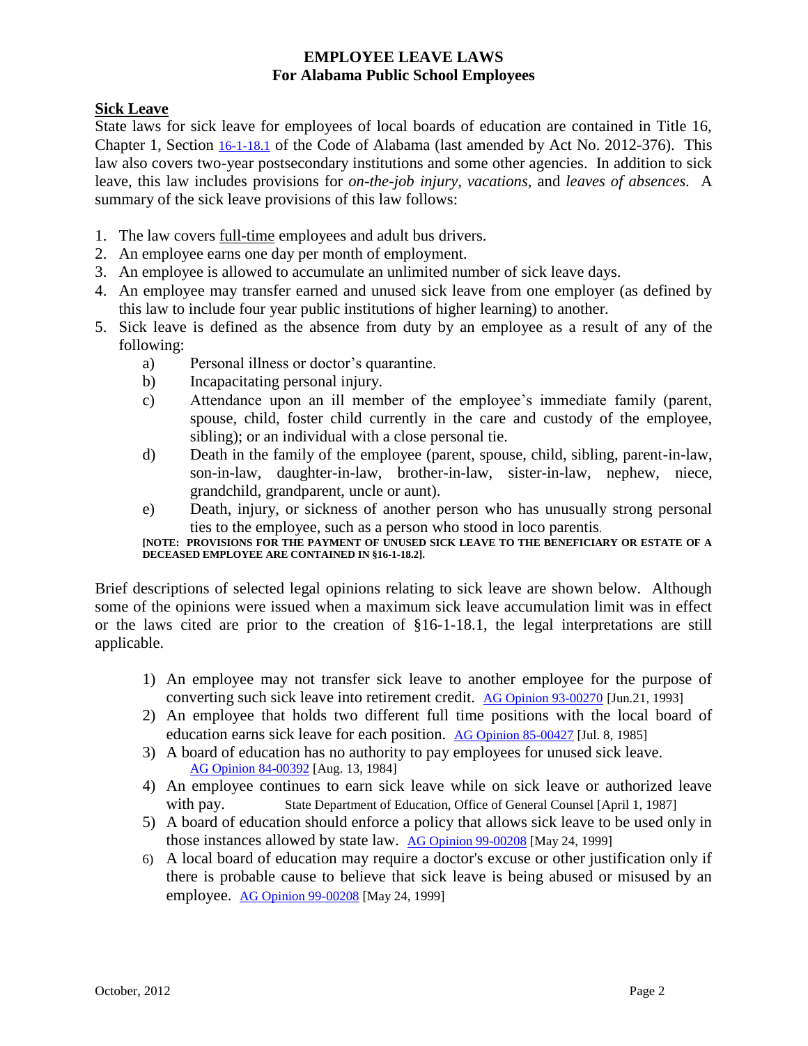**EMPLOYEE LEAVE LAWS**
**For Alabama Public School Employees**

## Sick Leave

State laws for sick leave for employees of local boards of education are contained in Title 16, Chapter 1, Section 16-1-18.1 of the Code of Alabama (last amended by Act No. 2012-376). This law also covers two-year postsecondary institutions and some other agencies. In addition to sick leave, this law includes provisions for *on-the-job injury*, *vacations*, and *leaves of absences.* A summary of the sick leave provisions of this law follows:

1. The law covers full-time employees and adult bus drivers.
2. An employee earns one day per month of employment.
3. An employee is allowed to accumulate an unlimited number of sick leave days.
4. An employee may transfer earned and unused sick leave from one employer (as defined by this law to include four year public institutions of higher learning) to another.
5. Sick leave is defined as the absence from duty by an employee as a result of any of the following:
   - a) Personal illness or doctor's quarantine.
   - b) Incapacitating personal injury.
   - c) Attendance upon an ill member of the employee's immediate family (parent, spouse, child, foster child currently in the care and custody of the employee, sibling); or an individual with a close personal tie.
   - d) Death in the family of the employee (parent, spouse, child, sibling, parent-in-law, son-in-law, daughter-in-law, brother-in-law, sister-in-law, nephew, niece, grandchild, grandparent, uncle or aunt).
   - e) Death, injury, or sickness of another person who has unusually strong personal ties to the employee, such as a person who stood in loco parentis.

**[NOTE: PROVISIONS FOR THE PAYMENT OF UNUSED SICK LEAVE TO THE BENEFICIARY OR ESTATE OF A DECEASED EMPLOYEE ARE CONTAINED IN §16-1-18.2].**

Brief descriptions of selected legal opinions relating to sick leave are shown below. Although some of the opinions were issued when a maximum sick leave accumulation limit was in effect or the laws cited are prior to the creation of §16-1-18.1, the legal interpretations are still applicable.

1) An employee may not transfer sick leave to another employee for the purpose of converting such sick leave into retirement credit. AG Opinion 93-00270 [Jun.21, 1993]
2) An employee that holds two different full time positions with the local board of education earns sick leave for each position. AG Opinion 85-00427 [Jul. 8, 1985]
3) A board of education has no authority to pay employees for unused sick leave. AG Opinion 84-00392 [Aug. 13, 1984]
4) An employee continues to earn sick leave while on sick leave or authorized leave with pay. State Department of Education, Office of General Counsel [April 1, 1987]
5) A board of education should enforce a policy that allows sick leave to be used only in those instances allowed by state law. AG Opinion 99-00208 [May 24, 1999]
6) A local board of education may require a doctor's excuse or other justification only if there is probable cause to believe that sick leave is being abused or misused by an employee. AG Opinion 99-00208 [May 24, 1999]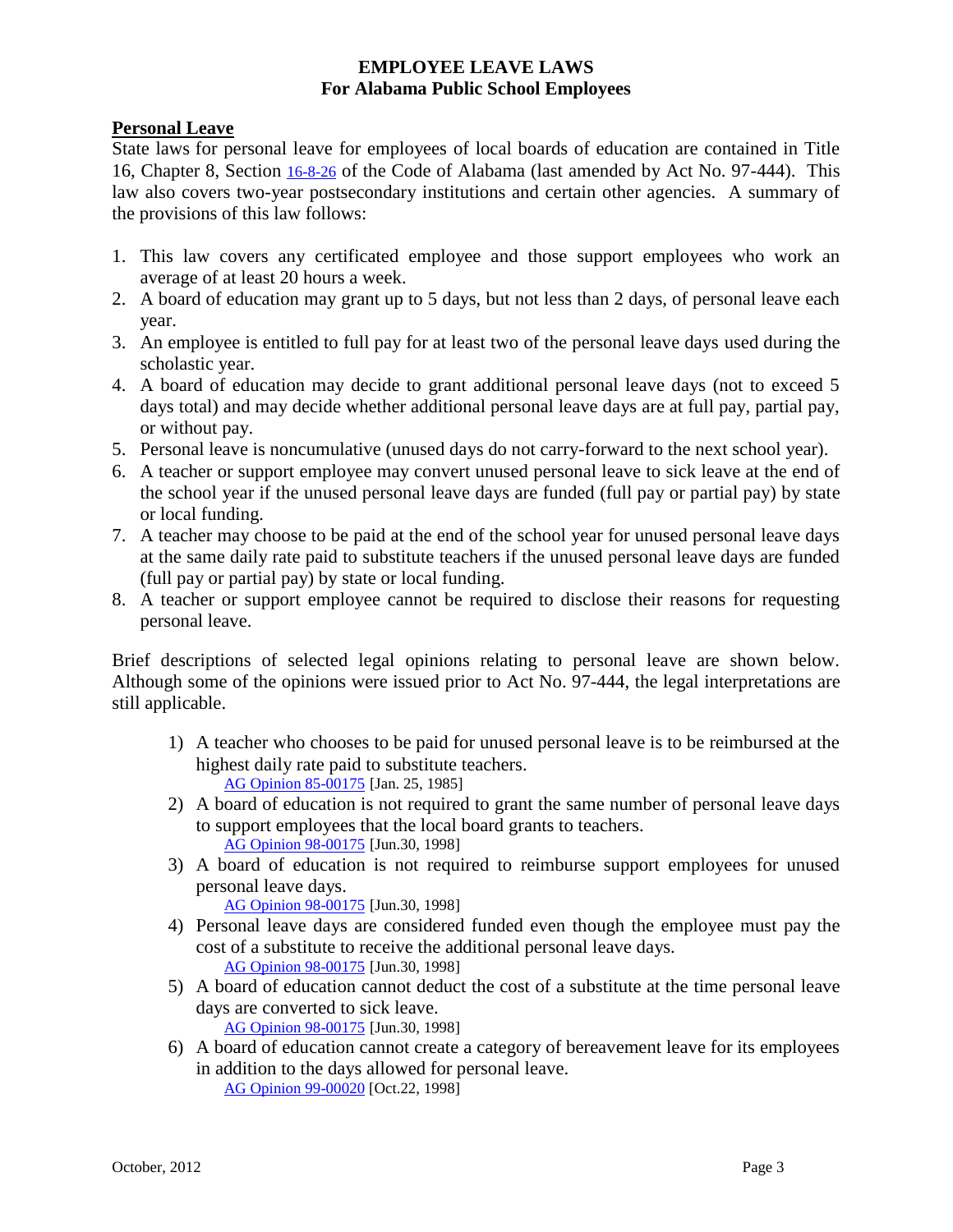**EMPLOYEE LEAVE LAWS**
**For Alabama Public School Employees**

## Personal Leave

State laws for personal leave for employees of local boards of education are contained in Title 16, Chapter 8, Section 16-8-26 of the Code of Alabama (last amended by Act No. 97-444). This law also covers two-year postsecondary institutions and certain other agencies. A summary of the provisions of this law follows:

1. This law covers any certificated employee and those support employees who work an average of at least 20 hours a week.
2. A board of education may grant up to 5 days, but not less than 2 days, of personal leave each year.
3. An employee is entitled to full pay for at least two of the personal leave days used during the scholastic year.
4. A board of education may decide to grant additional personal leave days (not to exceed 5 days total) and may decide whether additional personal leave days are at full pay, partial pay, or without pay.
5. Personal leave is noncumulative (unused days do not carry-forward to the next school year).
6. A teacher or support employee may convert unused personal leave to sick leave at the end of the school year if the unused personal leave days are funded (full pay or partial pay) by state or local funding.
7. A teacher may choose to be paid at the end of the school year for unused personal leave days at the same daily rate paid to substitute teachers if the unused personal leave days are funded (full pay or partial pay) by state or local funding.
8. A teacher or support employee cannot be required to disclose their reasons for requesting personal leave.

Brief descriptions of selected legal opinions relating to personal leave are shown below. Although some of the opinions were issued prior to Act No. 97-444, the legal interpretations are still applicable.

1) A teacher who chooses to be paid for unused personal leave is to be reimbursed at the highest daily rate paid to substitute teachers.
   AG Opinion 85-00175 [Jan. 25, 1985]
2) A board of education is not required to grant the same number of personal leave days to support employees that the local board grants to teachers.
   AG Opinion 98-00175 [Jun.30, 1998]
3) A board of education is not required to reimburse support employees for unused personal leave days.
   AG Opinion 98-00175 [Jun.30, 1998]
4) Personal leave days are considered funded even though the employee must pay the cost of a substitute to receive the additional personal leave days.
   AG Opinion 98-00175 [Jun.30, 1998]
5) A board of education cannot deduct the cost of a substitute at the time personal leave days are converted to sick leave.
   AG Opinion 98-00175 [Jun.30, 1998]
6) A board of education cannot create a category of bereavement leave for its employees in addition to the days allowed for personal leave.
   AG Opinion 99-00020 [Oct.22, 1998]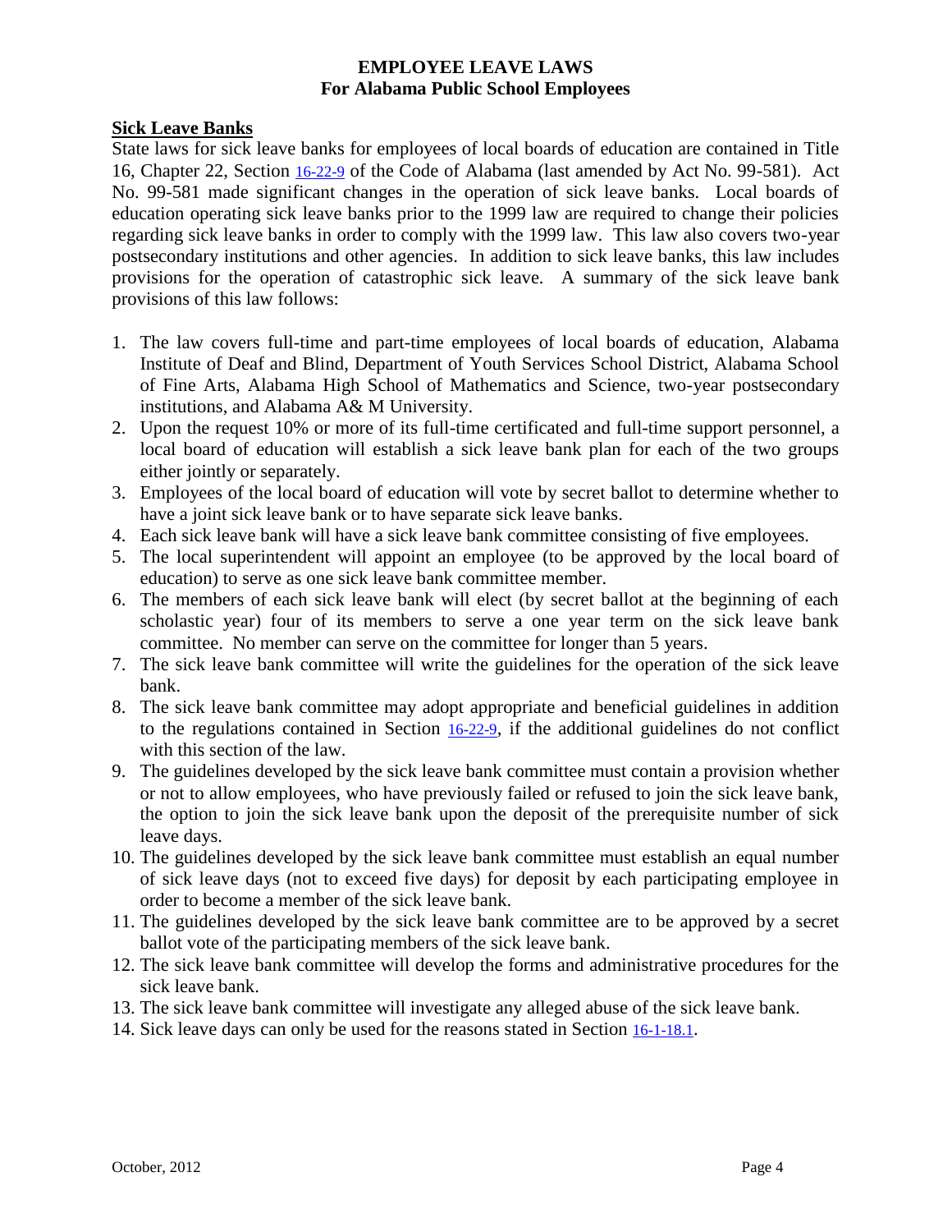# EMPLOYEE LEAVE LAWS
## For Alabama Public School Employees

**Sick Leave Banks**

State laws for sick leave banks for employees of local boards of education are contained in Title 16, Chapter 22, Section 16-22-9 of the Code of Alabama (last amended by Act No. 99-581). Act No. 99-581 made significant changes in the operation of sick leave banks. Local boards of education operating sick leave banks prior to the 1999 law are required to change their policies regarding sick leave banks in order to comply with the 1999 law. This law also covers two-year postsecondary institutions and other agencies. In addition to sick leave banks, this law includes provisions for the operation of catastrophic sick leave. A summary of the sick leave bank provisions of this law follows:

1. The law covers full-time and part-time employees of local boards of education, Alabama Institute of Deaf and Blind, Department of Youth Services School District, Alabama School of Fine Arts, Alabama High School of Mathematics and Science, two-year postsecondary institutions, and Alabama A& M University.
2. Upon the request 10% or more of its full-time certificated and full-time support personnel, a local board of education will establish a sick leave bank plan for each of the two groups either jointly or separately.
3. Employees of the local board of education will vote by secret ballot to determine whether to have a joint sick leave bank or to have separate sick leave banks.
4. Each sick leave bank will have a sick leave bank committee consisting of five employees.
5. The local superintendent will appoint an employee (to be approved by the local board of education) to serve as one sick leave bank committee member.
6. The members of each sick leave bank will elect (by secret ballot at the beginning of each scholastic year) four of its members to serve a one year term on the sick leave bank committee. No member can serve on the committee for longer than 5 years.
7. The sick leave bank committee will write the guidelines for the operation of the sick leave bank.
8. The sick leave bank committee may adopt appropriate and beneficial guidelines in addition to the regulations contained in Section 16-22-9, if the additional guidelines do not conflict with this section of the law.
9. The guidelines developed by the sick leave bank committee must contain a provision whether or not to allow employees, who have previously failed or refused to join the sick leave bank, the option to join the sick leave bank upon the deposit of the prerequisite number of sick leave days.
10. The guidelines developed by the sick leave bank committee must establish an equal number of sick leave days (not to exceed five days) for deposit by each participating employee in order to become a member of the sick leave bank.
11. The guidelines developed by the sick leave bank committee are to be approved by a secret ballot vote of the participating members of the sick leave bank.
12. The sick leave bank committee will develop the forms and administrative procedures for the sick leave bank.
13. The sick leave bank committee will investigate any alleged abuse of the sick leave bank.
14. Sick leave days can only be used for the reasons stated in Section 16-1-18.1.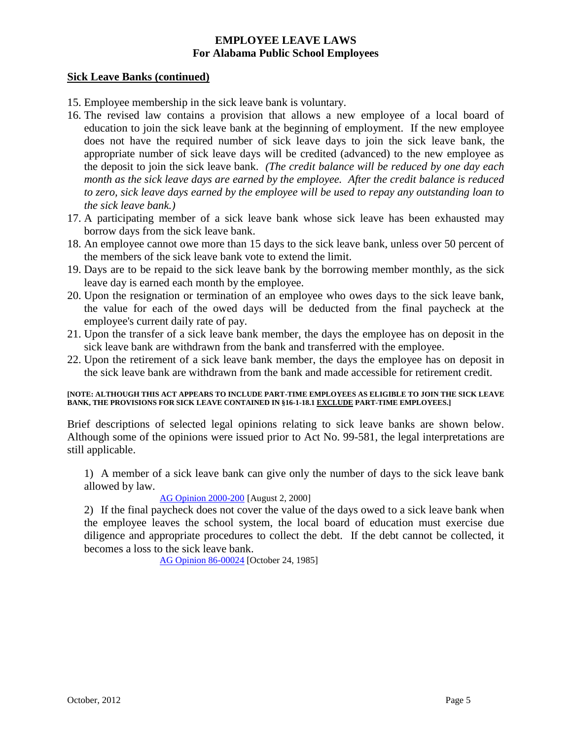## Sick Leave Banks (continued)

15. Employee membership in the sick leave bank is voluntary.
16. The revised law contains a provision that allows a new employee of a local board of education to join the sick leave bank at the beginning of employment. If the new employee does not have the required number of sick leave days to join the sick leave bank, the appropriate number of sick leave days will be credited (advanced) to the new employee as the deposit to join the sick leave bank. *(The credit balance will be reduced by one day each month as the sick leave days are earned by the employee. After the credit balance is reduced to zero, sick leave days earned by the employee will be used to repay any outstanding loan to the sick leave bank.)*
17. A participating member of a sick leave bank whose sick leave has been exhausted may borrow days from the sick leave bank.
18. An employee cannot owe more than 15 days to the sick leave bank, unless over 50 percent of the members of the sick leave bank vote to extend the limit.
19. Days are to be repaid to the sick leave bank by the borrowing member monthly, as the sick leave day is earned each month by the employee.
20. Upon the resignation or termination of an employee who owes days to the sick leave bank, the value for each of the owed days will be deducted from the final paycheck at the employee's current daily rate of pay.
21. Upon the transfer of a sick leave bank member, the days the employee has on deposit in the sick leave bank are withdrawn from the bank and transferred with the employee.
22. Upon the retirement of a sick leave bank member, the days the employee has on deposit in the sick leave bank are withdrawn from the bank and made accessible for retirement credit.

**[NOTE: ALTHOUGH THIS ACT APPEARS TO INCLUDE PART-TIME EMPLOYEES AS ELIGIBLE TO JOIN THE SICK LEAVE BANK, THE PROVISIONS FOR SICK LEAVE CONTAINED IN §16-1-18.1 EXCLUDE PART-TIME EMPLOYEES.]**

Brief descriptions of selected legal opinions relating to sick leave banks are shown below. Although some of the opinions were issued prior to Act No. 99-581, the legal interpretations are still applicable.

1) A member of a sick leave bank can give only the number of days to the sick leave bank allowed by law.
AG Opinion 2000-200 [August 2, 2000]

2) If the final paycheck does not cover the value of the days owed to a sick leave bank when the employee leaves the school system, the local board of education must exercise due diligence and appropriate procedures to collect the debt. If the debt cannot be collected, it becomes a loss to the sick leave bank.
AG Opinion 86-00024 [October 24, 1985]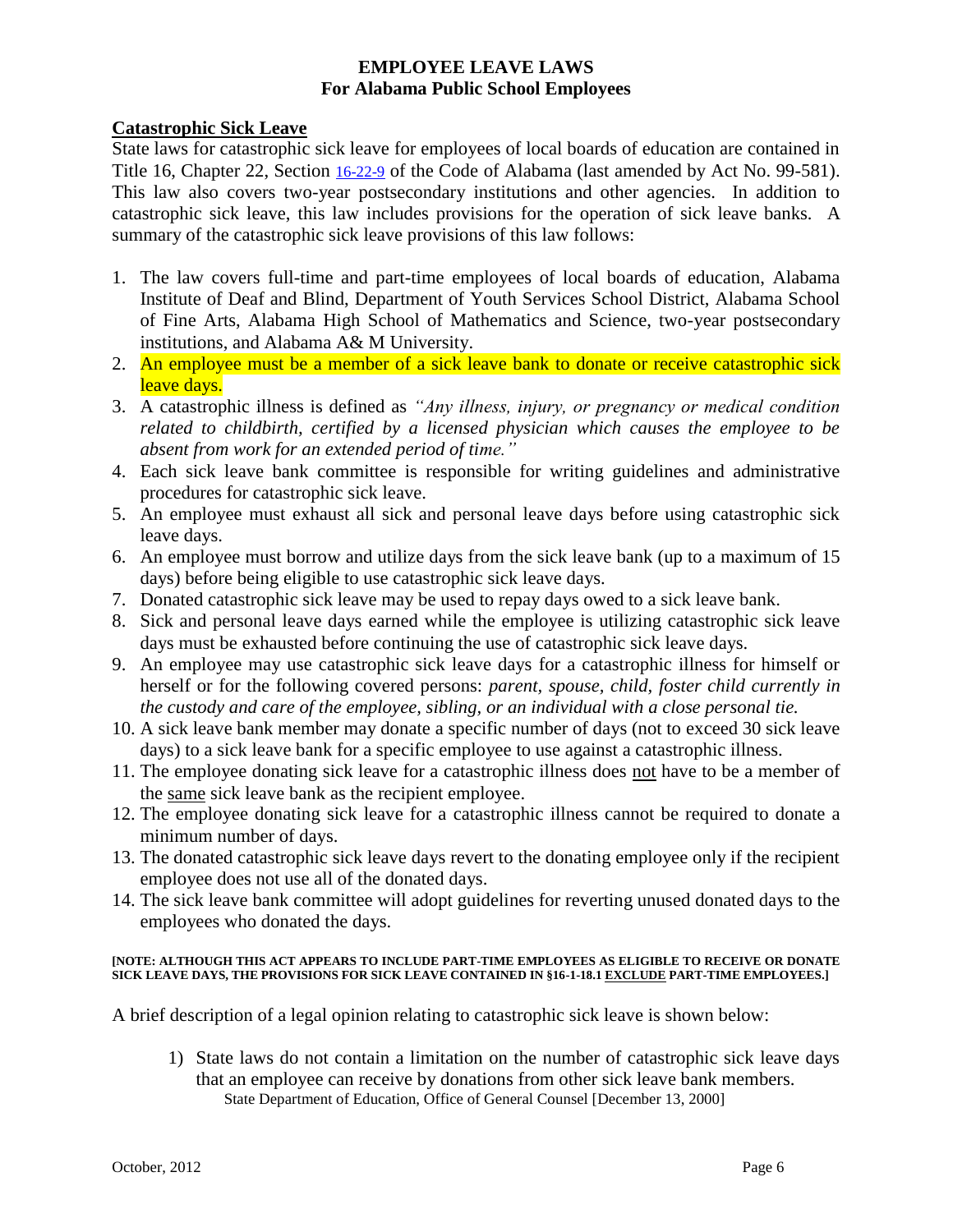**EMPLOYEE LEAVE LAWS**
**For Alabama Public School Employees**

## Catastrophic Sick Leave

State laws for catastrophic sick leave for employees of local boards of education are contained in Title 16, Chapter 22, Section 16-22-9 of the Code of Alabama (last amended by Act No. 99-581). This law also covers two-year postsecondary institutions and other agencies. In addition to catastrophic sick leave, this law includes provisions for the operation of sick leave banks. A summary of the catastrophic sick leave provisions of this law follows:

1. The law covers full-time and part-time employees of local boards of education, Alabama Institute of Deaf and Blind, Department of Youth Services School District, Alabama School of Fine Arts, Alabama High School of Mathematics and Science, two-year postsecondary institutions, and Alabama A& M University.
2. An employee must be a member of a sick leave bank to donate or receive catastrophic sick leave days.
3. A catastrophic illness is defined as *"Any illness, injury, or pregnancy or medical condition related to childbirth, certified by a licensed physician which causes the employee to be absent from work for an extended period of time."*
4. Each sick leave bank committee is responsible for writing guidelines and administrative procedures for catastrophic sick leave.
5. An employee must exhaust all sick and personal leave days before using catastrophic sick leave days.
6. An employee must borrow and utilize days from the sick leave bank (up to a maximum of 15 days) before being eligible to use catastrophic sick leave days.
7. Donated catastrophic sick leave may be used to repay days owed to a sick leave bank.
8. Sick and personal leave days earned while the employee is utilizing catastrophic sick leave days must be exhausted before continuing the use of catastrophic sick leave days.
9. An employee may use catastrophic sick leave days for a catastrophic illness for himself or herself or for the following covered persons: *parent, spouse, child, foster child currently in the custody and care of the employee, sibling, or an individual with a close personal tie.*
10. A sick leave bank member may donate a specific number of days (not to exceed 30 sick leave days) to a sick leave bank for a specific employee to use against a catastrophic illness.
11. The employee donating sick leave for a catastrophic illness does not have to be a member of the same sick leave bank as the recipient employee.
12. The employee donating sick leave for a catastrophic illness cannot be required to donate a minimum number of days.
13. The donated catastrophic sick leave days revert to the donating employee only if the recipient employee does not use all of the donated days.
14. The sick leave bank committee will adopt guidelines for reverting unused donated days to the employees who donated the days.

**[NOTE: ALTHOUGH THIS ACT APPEARS TO INCLUDE PART-TIME EMPLOYEES AS ELIGIBLE TO RECEIVE OR DONATE SICK LEAVE DAYS, THE PROVISIONS FOR SICK LEAVE CONTAINED IN §16-1-18.1 EXCLUDE PART-TIME EMPLOYEES.]**

A brief description of a legal opinion relating to catastrophic sick leave is shown below:

1) State laws do not contain a limitation on the number of catastrophic sick leave days that an employee can receive by donations from other sick leave bank members.
   State Department of Education, Office of General Counsel [December 13, 2000]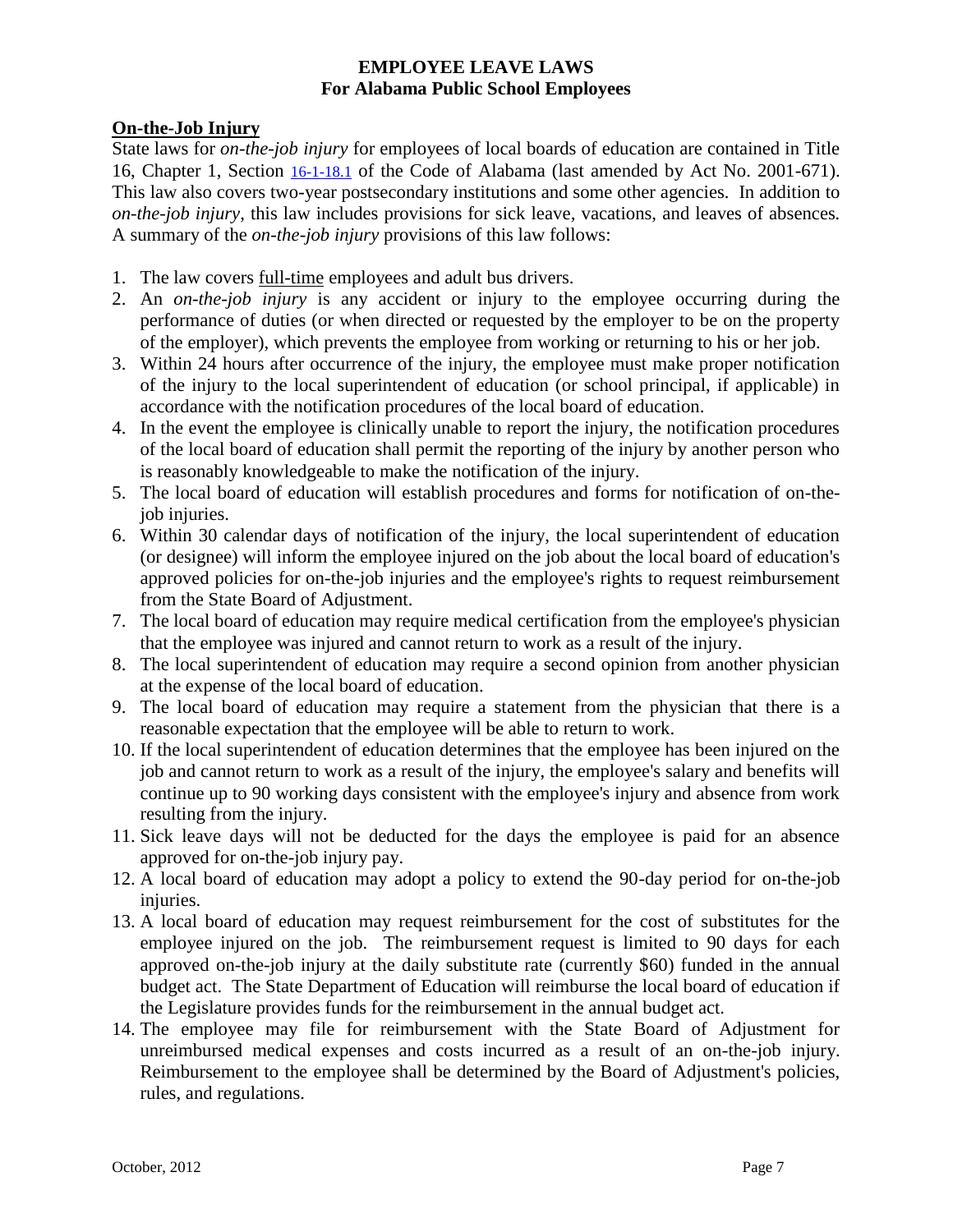## On-the-Job Injury

State laws for *on-the-job injury* for employees of local boards of education are contained in Title 16, Chapter 1, Section 16-1-18.1 of the Code of Alabama (last amended by Act No. 2001-671). This law also covers two-year postsecondary institutions and some other agencies. In addition to *on-the-job injury*, this law includes provisions for sick leave, vacations, and leaves of absences. A summary of the *on-the-job injury* provisions of this law follows:

1. The law covers full-time employees and adult bus drivers.
2. An *on-the-job injury* is any accident or injury to the employee occurring during the performance of duties (or when directed or requested by the employer to be on the property of the employer), which prevents the employee from working or returning to his or her job.
3. Within 24 hours after occurrence of the injury, the employee must make proper notification of the injury to the local superintendent of education (or school principal, if applicable) in accordance with the notification procedures of the local board of education.
4. In the event the employee is clinically unable to report the injury, the notification procedures of the local board of education shall permit the reporting of the injury by another person who is reasonably knowledgeable to make the notification of the injury.
5. The local board of education will establish procedures and forms for notification of on-the-job injuries.
6. Within 30 calendar days of notification of the injury, the local superintendent of education (or designee) will inform the employee injured on the job about the local board of education's approved policies for on-the-job injuries and the employee's rights to request reimbursement from the State Board of Adjustment.
7. The local board of education may require medical certification from the employee's physician that the employee was injured and cannot return to work as a result of the injury.
8. The local superintendent of education may require a second opinion from another physician at the expense of the local board of education.
9. The local board of education may require a statement from the physician that there is a reasonable expectation that the employee will be able to return to work.
10. If the local superintendent of education determines that the employee has been injured on the job and cannot return to work as a result of the injury, the employee's salary and benefits will continue up to 90 working days consistent with the employee's injury and absence from work resulting from the injury.
11. Sick leave days will not be deducted for the days the employee is paid for an absence approved for on-the-job injury pay.
12. A local board of education may adopt a policy to extend the 90-day period for on-the-job injuries.
13. A local board of education may request reimbursement for the cost of substitutes for the employee injured on the job. The reimbursement request is limited to 90 days for each approved on-the-job injury at the daily substitute rate (currently $60) funded in the annual budget act. The State Department of Education will reimburse the local board of education if the Legislature provides funds for the reimbursement in the annual budget act.
14. The employee may file for reimbursement with the State Board of Adjustment for unreimbursed medical expenses and costs incurred as a result of an on-the-job injury. Reimbursement to the employee shall be determined by the Board of Adjustment's policies, rules, and regulations.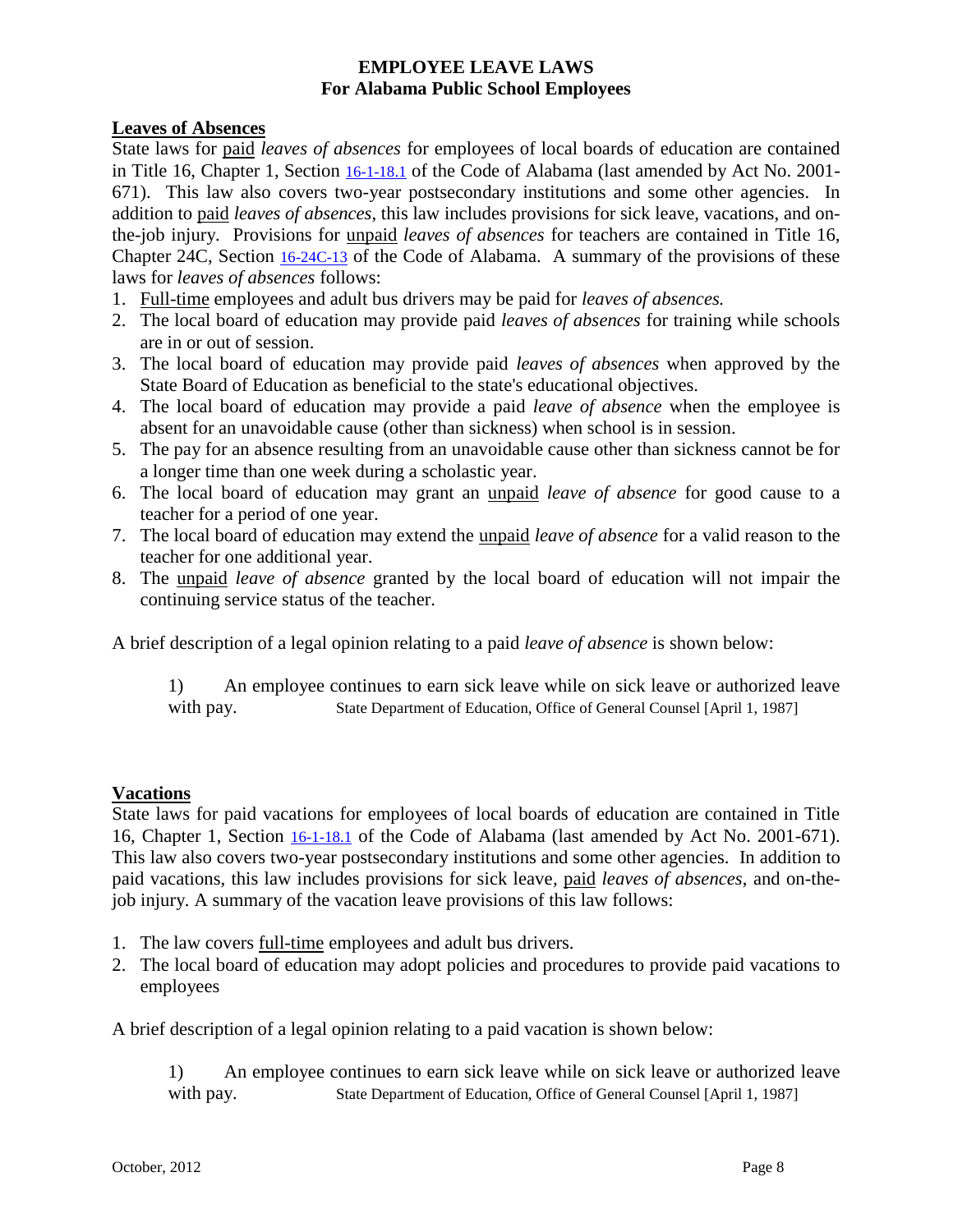**EMPLOYEE LEAVE LAWS**
**For Alabama Public School Employees**

**Leaves of Absences**

State laws for paid *leaves of absences* for employees of local boards of education are contained in Title 16, Chapter 1, Section 16-1-18.1 of the Code of Alabama (last amended by Act No. 2001-671). This law also covers two-year postsecondary institutions and some other agencies. In addition to paid *leaves of absences*, this law includes provisions for sick leave, vacations, and on-the-job injury. Provisions for unpaid *leaves of absences* for teachers are contained in Title 16, Chapter 24C, Section 16-24C-13 of the Code of Alabama. A summary of the provisions of these laws for *leaves of absences* follows:

1. Full-time employees and adult bus drivers may be paid for *leaves of absences.*
2. The local board of education may provide paid *leaves of absences* for training while schools are in or out of session.
3. The local board of education may provide paid *leaves of absences* when approved by the State Board of Education as beneficial to the state's educational objectives.
4. The local board of education may provide a paid *leave of absence* when the employee is absent for an unavoidable cause (other than sickness) when school is in session.
5. The pay for an absence resulting from an unavoidable cause other than sickness cannot be for a longer time than one week during a scholastic year.
6. The local board of education may grant an unpaid *leave of absence* for good cause to a teacher for a period of one year.
7. The local board of education may extend the unpaid *leave of absence* for a valid reason to the teacher for one additional year.
8. The unpaid *leave of absence* granted by the local board of education will not impair the continuing service status of the teacher.

A brief description of a legal opinion relating to a paid *leave of absence* is shown below:

1) An employee continues to earn sick leave while on sick leave or authorized leave with pay. State Department of Education, Office of General Counsel [April 1, 1987]

**Vacations**

State laws for paid vacations for employees of local boards of education are contained in Title 16, Chapter 1, Section 16-1-18.1 of the Code of Alabama (last amended by Act No. 2001-671). This law also covers two-year postsecondary institutions and some other agencies. In addition to paid vacations, this law includes provisions for sick leave, paid *leaves of absences*, and on-the-job injury. A summary of the vacation leave provisions of this law follows:

1. The law covers full-time employees and adult bus drivers.
2. The local board of education may adopt policies and procedures to provide paid vacations to employees

A brief description of a legal opinion relating to a paid vacation is shown below:

1) An employee continues to earn sick leave while on sick leave or authorized leave with pay. State Department of Education, Office of General Counsel [April 1, 1987]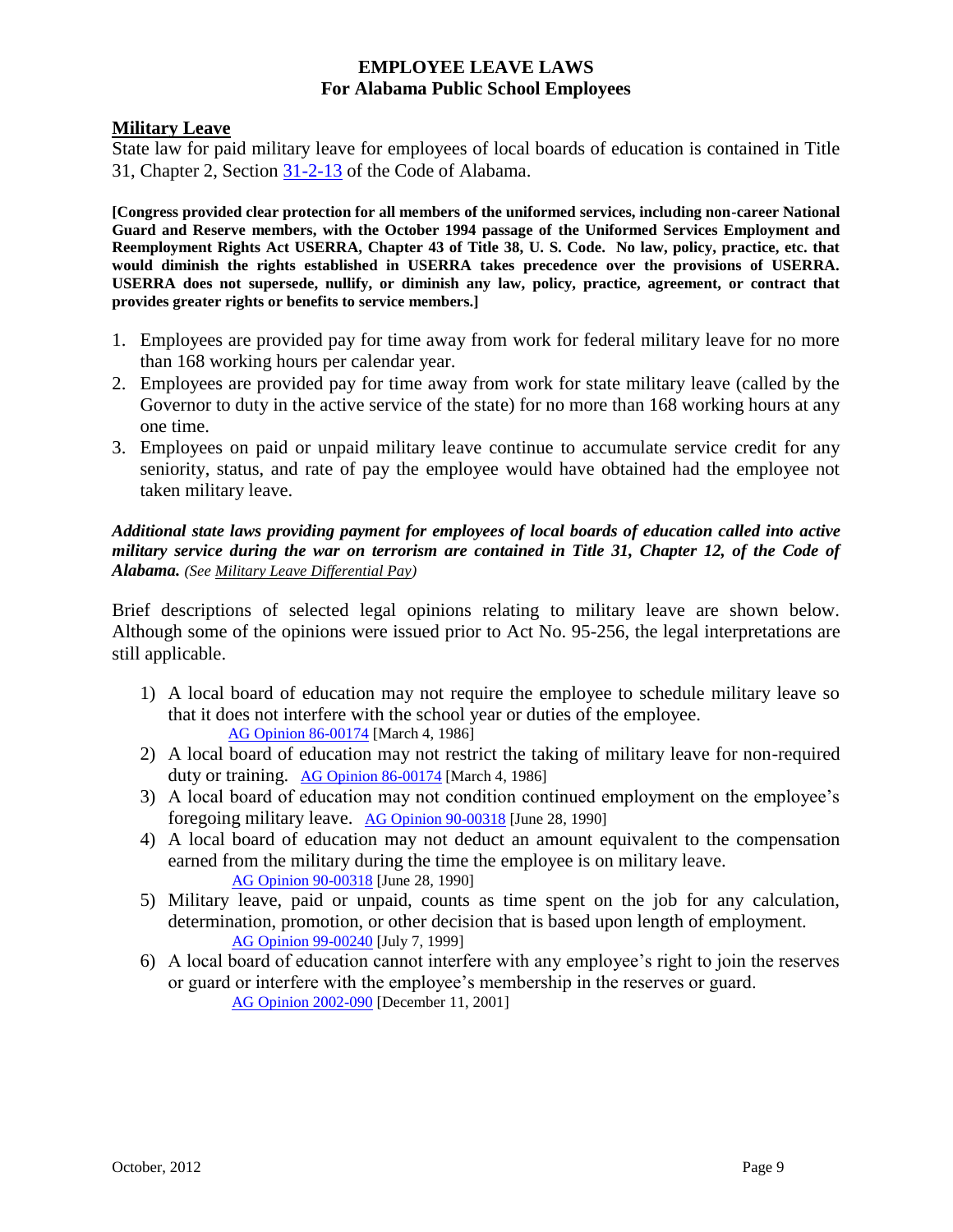## Military Leave

State law for paid military leave for employees of local boards of education is contained in Title 31, Chapter 2, Section 31-2-13 of the Code of Alabama.

**[Congress provided clear protection for all members of the uniformed services, including non-career National Guard and Reserve members, with the October 1994 passage of the Uniformed Services Employment and Reemployment Rights Act USERRA, Chapter 43 of Title 38, U. S. Code. No law, policy, practice, etc. that would diminish the rights established in USERRA takes precedence over the provisions of USERRA. USERRA does not supersede, nullify, or diminish any law, policy, practice, agreement, or contract that provides greater rights or benefits to service members.]**

1. Employees are provided pay for time away from work for federal military leave for no more than 168 working hours per calendar year.
2. Employees are provided pay for time away from work for state military leave (called by the Governor to duty in the active service of the state) for no more than 168 working hours at any one time.
3. Employees on paid or unpaid military leave continue to accumulate service credit for any seniority, status, and rate of pay the employee would have obtained had the employee not taken military leave.

***Additional state laws providing payment for employees of local boards of education called into active military service during the war on terrorism are contained in Title 31, Chapter 12, of the Code of Alabama.*** *(See Military Leave Differential Pay)*

Brief descriptions of selected legal opinions relating to military leave are shown below. Although some of the opinions were issued prior to Act No. 95-256, the legal interpretations are still applicable.

1) A local board of education may not require the employee to schedule military leave so that it does not interfere with the school year or duties of the employee. AG Opinion 86-00174 [March 4, 1986]
2) A local board of education may not restrict the taking of military leave for non-required duty or training. AG Opinion 86-00174 [March 4, 1986]
3) A local board of education may not condition continued employment on the employee's foregoing military leave. AG Opinion 90-00318 [June 28, 1990]
4) A local board of education may not deduct an amount equivalent to the compensation earned from the military during the time the employee is on military leave. AG Opinion 90-00318 [June 28, 1990]
5) Military leave, paid or unpaid, counts as time spent on the job for any calculation, determination, promotion, or other decision that is based upon length of employment. AG Opinion 99-00240 [July 7, 1999]
6) A local board of education cannot interfere with any employee's right to join the reserves or guard or interfere with the employee's membership in the reserves or guard. AG Opinion 2002-090 [December 11, 2001]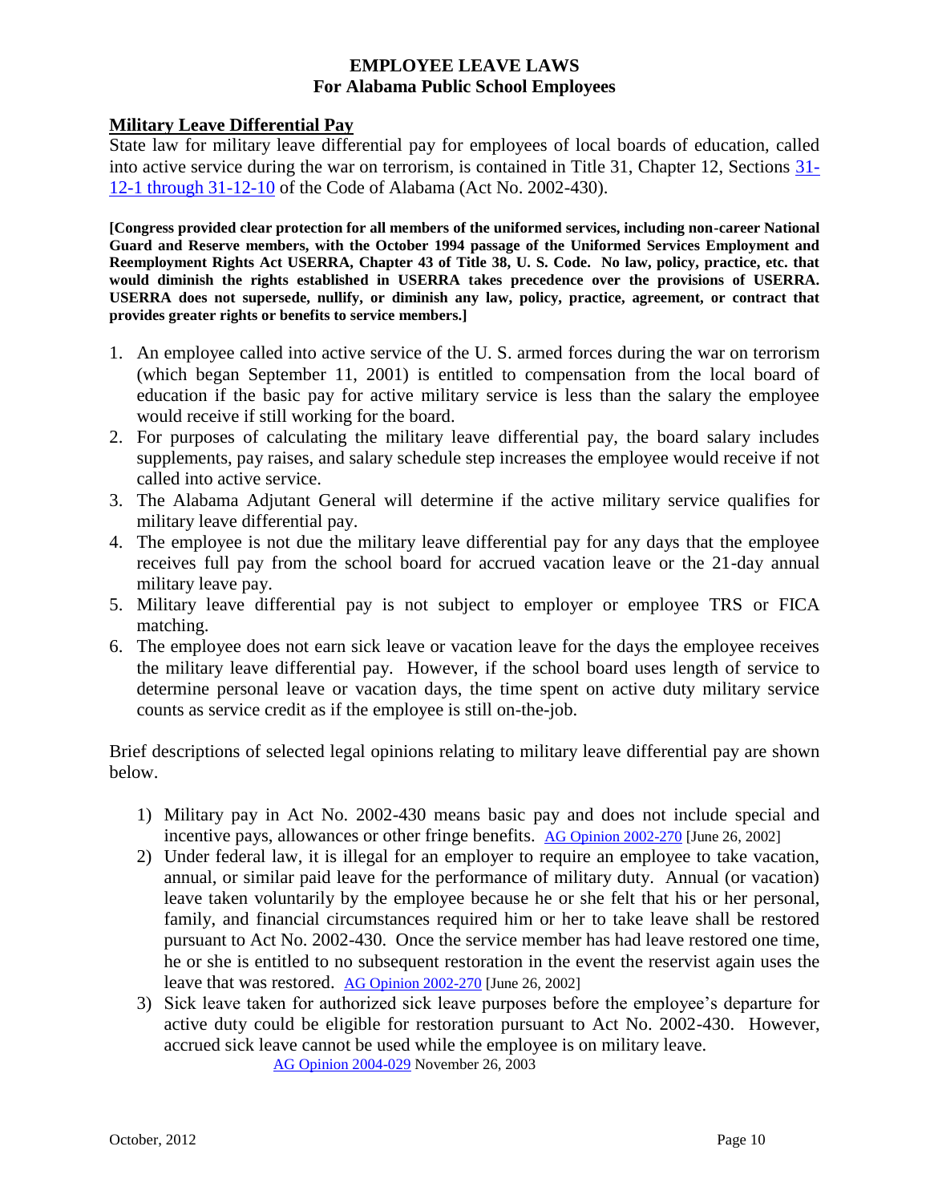## Military Leave Differential Pay

State law for military leave differential pay for employees of local boards of education, called into active service during the war on terrorism, is contained in Title 31, Chapter 12, Sections 31-12-1 through 31-12-10 of the Code of Alabama (Act No. 2002-430).

**[Congress provided clear protection for all members of the uniformed services, including non-career National Guard and Reserve members, with the October 1994 passage of the Uniformed Services Employment and Reemployment Rights Act USERRA, Chapter 43 of Title 38, U. S. Code. No law, policy, practice, etc. that would diminish the rights established in USERRA takes precedence over the provisions of USERRA. USERRA does not supersede, nullify, or diminish any law, policy, practice, agreement, or contract that provides greater rights or benefits to service members.]**

1. An employee called into active service of the U. S. armed forces during the war on terrorism (which began September 11, 2001) is entitled to compensation from the local board of education if the basic pay for active military service is less than the salary the employee would receive if still working for the board.
2. For purposes of calculating the military leave differential pay, the board salary includes supplements, pay raises, and salary schedule step increases the employee would receive if not called into active service.
3. The Alabama Adjutant General will determine if the active military service qualifies for military leave differential pay.
4. The employee is not due the military leave differential pay for any days that the employee receives full pay from the school board for accrued vacation leave or the 21-day annual military leave pay.
5. Military leave differential pay is not subject to employer or employee TRS or FICA matching.
6. The employee does not earn sick leave or vacation leave for the days the employee receives the military leave differential pay. However, if the school board uses length of service to determine personal leave or vacation days, the time spent on active duty military service counts as service credit as if the employee is still on-the-job.

Brief descriptions of selected legal opinions relating to military leave differential pay are shown below.

1) Military pay in Act No. 2002-430 means basic pay and does not include special and incentive pays, allowances or other fringe benefits. AG Opinion 2002-270 [June 26, 2002]
2) Under federal law, it is illegal for an employer to require an employee to take vacation, annual, or similar paid leave for the performance of military duty. Annual (or vacation) leave taken voluntarily by the employee because he or she felt that his or her personal, family, and financial circumstances required him or her to take leave shall be restored pursuant to Act No. 2002-430. Once the service member has had leave restored one time, he or she is entitled to no subsequent restoration in the event the reservist again uses the leave that was restored. AG Opinion 2002-270 [June 26, 2002]
3) Sick leave taken for authorized sick leave purposes before the employee's departure for active duty could be eligible for restoration pursuant to Act No. 2002-430. However, accrued sick leave cannot be used while the employee is on military leave. AG Opinion 2004-029 November 26, 2003